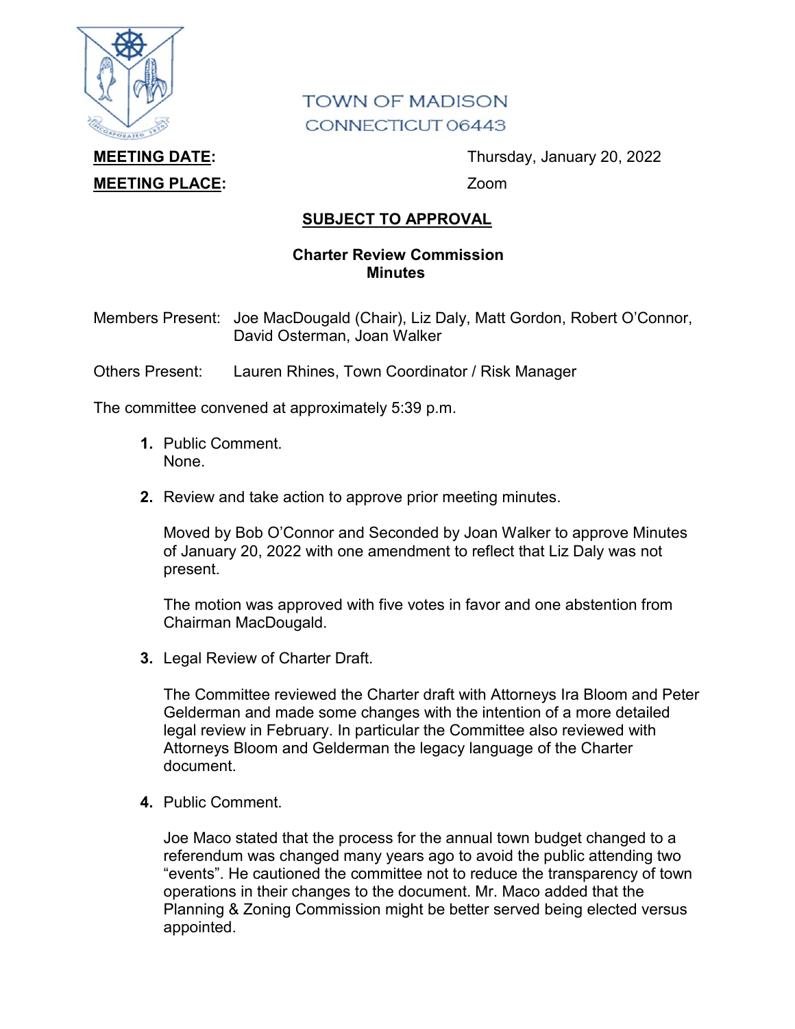TOWN OF MADISON
CONNECTICUT 06443

**MEETING DATE:** Thursday, January 20, 2022

**MEETING PLACE:** Zoom

## SUBJECT TO APPROVAL

### Charter Review Commission
### Minutes

Members Present: Joe MacDougald (Chair), Liz Daly, Matt Gordon, Robert O'Connor, David Osterman, Joan Walker

Others Present: Lauren Rhines, Town Coordinator / Risk Manager

The committee convened at approximately 5:39 p.m.

1. Public Comment.
   None.

2. Review and take action to approve prior meeting minutes.

   Moved by Bob O'Connor and Seconded by Joan Walker to approve Minutes of January 20, 2022 with one amendment to reflect that Liz Daly was not present.

   The motion was approved with five votes in favor and one abstention from Chairman MacDougald.

3. Legal Review of Charter Draft.

   The Committee reviewed the Charter draft with Attorneys Ira Bloom and Peter Gelderman and made some changes with the intention of a more detailed legal review in February. In particular the Committee also reviewed with Attorneys Bloom and Gelderman the legacy language of the Charter document.

4. Public Comment.

   Joe Maco stated that the process for the annual town budget changed to a referendum was changed many years ago to avoid the public attending two "events". He cautioned the committee not to reduce the transparency of town operations in their changes to the document. Mr. Maco added that the Planning & Zoning Commission might be better served being elected versus appointed.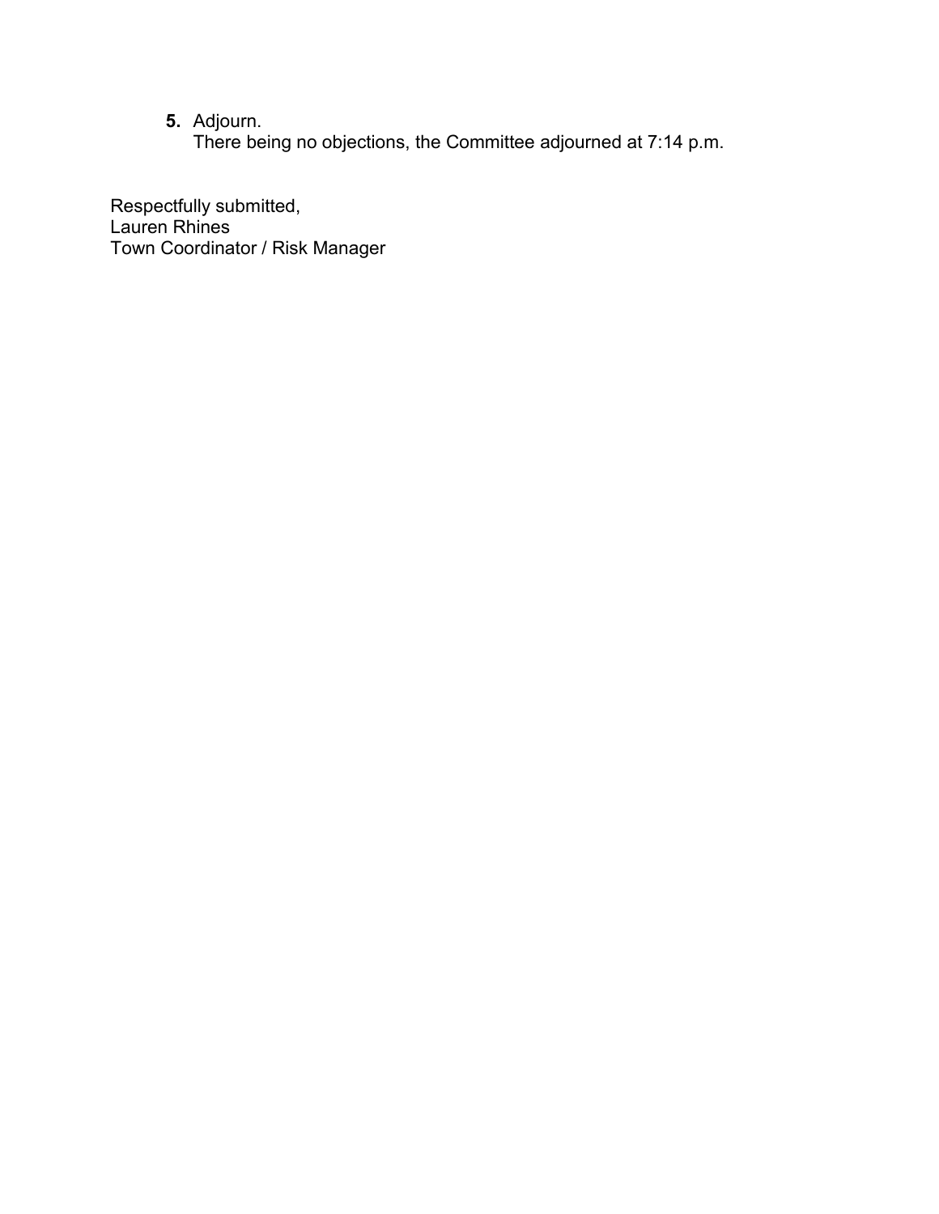**5.** Adjourn.
There being no objections, the Committee adjourned at 7:14 p.m.

Respectfully submitted,
Lauren Rhines
Town Coordinator / Risk Manager